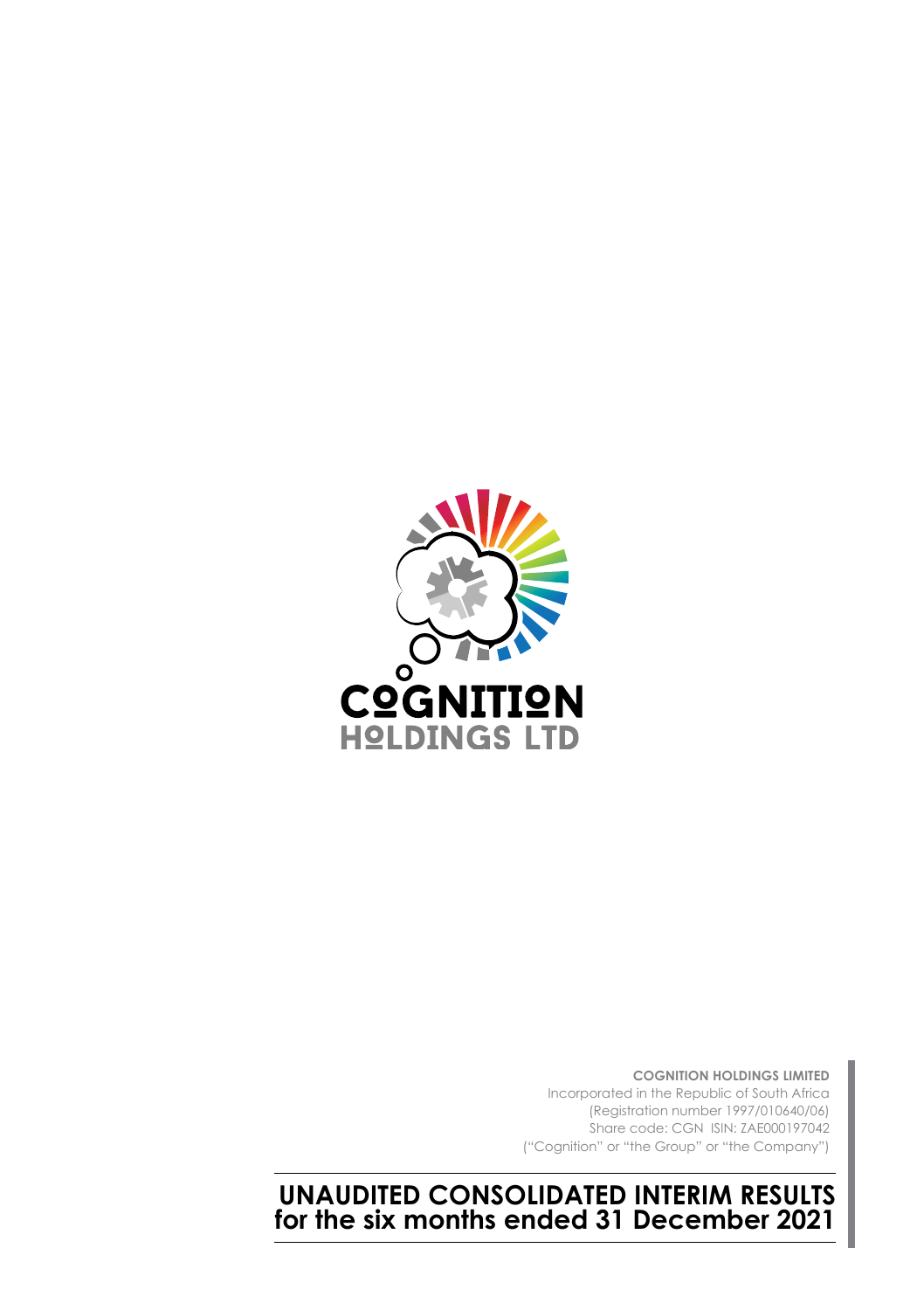COGNITION HOLDINGS LTD

**COGNITION HOLDINGS LIMITED**
Incorporated in the Republic of South Africa
(Registration number 1997/010640/06)
Share code: CGN ISIN: ZAE000197042
("Cognition" or "the Group" or "the Company")

# UNAUDITED CONSOLIDATED INTERIM RESULTS for the six months ended 31 December 2021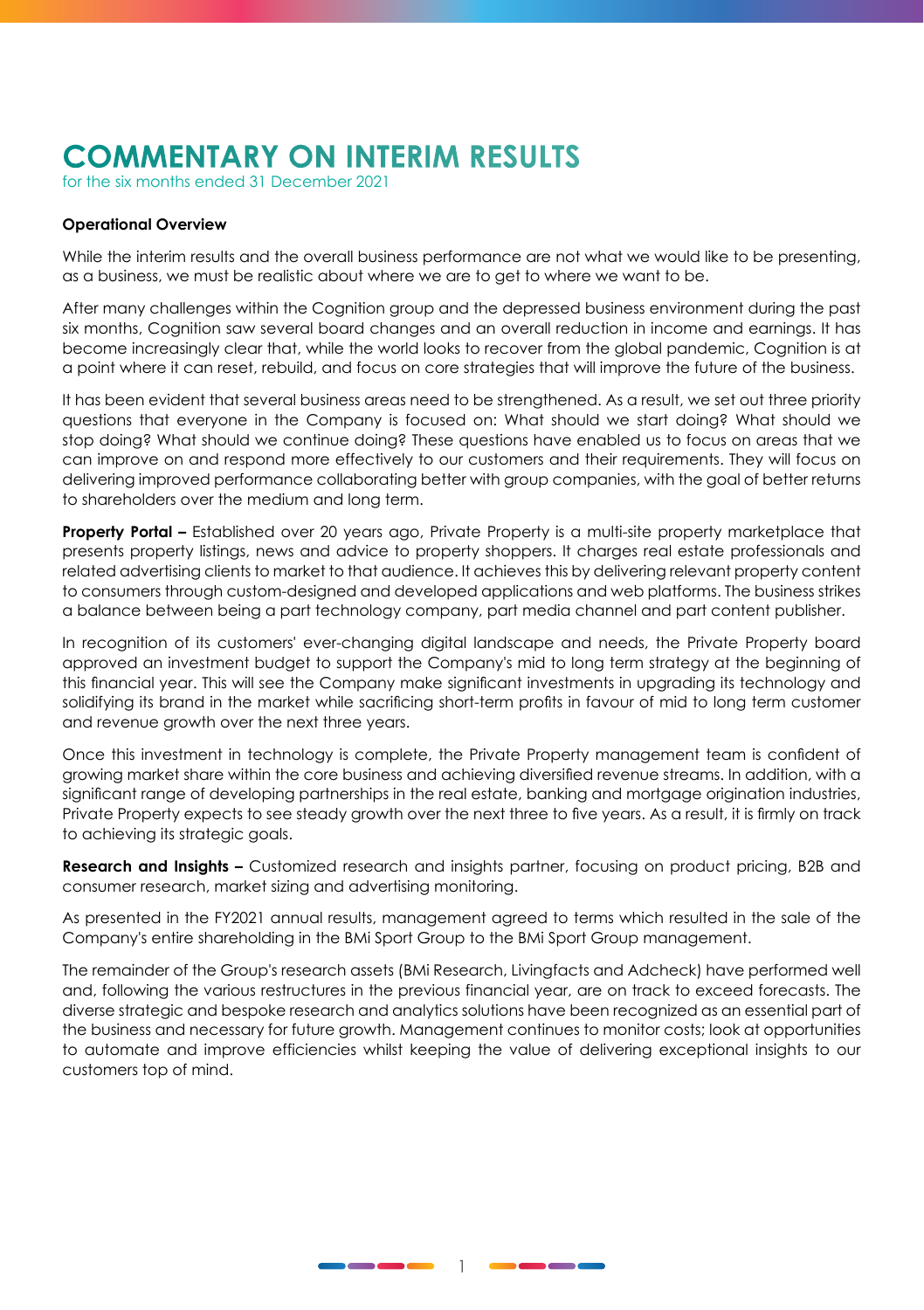# COMMENTARY ON INTERIM RESULTS

for the six months ended 31 December 2021

**Operational Overview**

While the interim results and the overall business performance are not what we would like to be presenting, as a business, we must be realistic about where we are to get to where we want to be.

After many challenges within the Cognition group and the depressed business environment during the past six months, Cognition saw several board changes and an overall reduction in income and earnings. It has become increasingly clear that, while the world looks to recover from the global pandemic, Cognition is at a point where it can reset, rebuild, and focus on core strategies that will improve the future of the business.

It has been evident that several business areas need to be strengthened. As a result, we set out three priority questions that everyone in the Company is focused on: What should we start doing? What should we stop doing? What should we continue doing? These questions have enabled us to focus on areas that we can improve on and respond more effectively to our customers and their requirements. They will focus on delivering improved performance collaborating better with group companies, with the goal of better returns to shareholders over the medium and long term.

**Property Portal –** Established over 20 years ago, Private Property is a multi-site property marketplace that presents property listings, news and advice to property shoppers. It charges real estate professionals and related advertising clients to market to that audience. It achieves this by delivering relevant property content to consumers through custom-designed and developed applications and web platforms. The business strikes a balance between being a part technology company, part media channel and part content publisher.

In recognition of its customers' ever-changing digital landscape and needs, the Private Property board approved an investment budget to support the Company's mid to long term strategy at the beginning of this financial year. This will see the Company make significant investments in upgrading its technology and solidifying its brand in the market while sacrificing short-term profits in favour of mid to long term customer and revenue growth over the next three years.

Once this investment in technology is complete, the Private Property management team is confident of growing market share within the core business and achieving diversified revenue streams. In addition, with a significant range of developing partnerships in the real estate, banking and mortgage origination industries, Private Property expects to see steady growth over the next three to five years. As a result, it is firmly on track to achieving its strategic goals.

**Research and Insights –** Customized research and insights partner, focusing on product pricing, B2B and consumer research, market sizing and advertising monitoring.

As presented in the FY2021 annual results, management agreed to terms which resulted in the sale of the Company's entire shareholding in the BMi Sport Group to the BMi Sport Group management.

The remainder of the Group's research assets (BMi Research, Livingfacts and Adcheck) have performed well and, following the various restructures in the previous financial year, are on track to exceed forecasts. The diverse strategic and bespoke research and analytics solutions have been recognized as an essential part of the business and necessary for future growth. Management continues to monitor costs; look at opportunities to automate and improve efficiencies whilst keeping the value of delivering exceptional insights to our customers top of mind.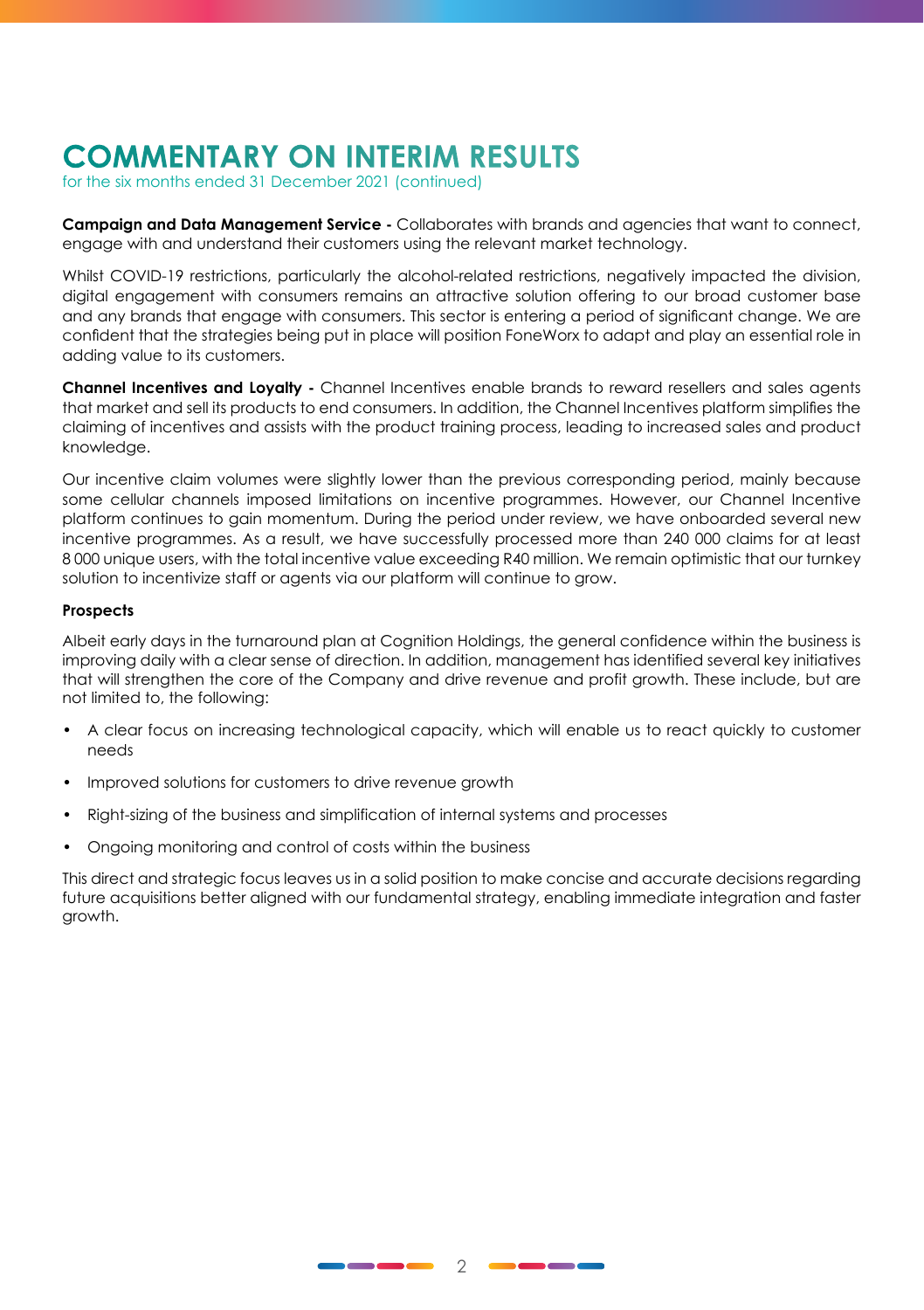# COMMENTARY ON INTERIM RESULTS

for the six months ended 31 December 2021 (continued)

**Campaign and Data Management Service -** Collaborates with brands and agencies that want to connect, engage with and understand their customers using the relevant market technology.

Whilst COVID-19 restrictions, particularly the alcohol-related restrictions, negatively impacted the division, digital engagement with consumers remains an attractive solution offering to our broad customer base and any brands that engage with consumers. This sector is entering a period of significant change. We are confident that the strategies being put in place will position FoneWorx to adapt and play an essential role in adding value to its customers.

**Channel Incentives and Loyalty -** Channel Incentives enable brands to reward resellers and sales agents that market and sell its products to end consumers. In addition, the Channel Incentives platform simplifies the claiming of incentives and assists with the product training process, leading to increased sales and product knowledge.

Our incentive claim volumes were slightly lower than the previous corresponding period, mainly because some cellular channels imposed limitations on incentive programmes. However, our Channel Incentive platform continues to gain momentum. During the period under review, we have onboarded several new incentive programmes. As a result, we have successfully processed more than 240 000 claims for at least 8 000 unique users, with the total incentive value exceeding R40 million. We remain optimistic that our turnkey solution to incentivize staff or agents via our platform will continue to grow.

**Prospects**

Albeit early days in the turnaround plan at Cognition Holdings, the general confidence within the business is improving daily with a clear sense of direction. In addition, management has identified several key initiatives that will strengthen the core of the Company and drive revenue and profit growth. These include, but are not limited to, the following:

- A clear focus on increasing technological capacity, which will enable us to react quickly to customer needs
- Improved solutions for customers to drive revenue growth
- Right-sizing of the business and simplification of internal systems and processes
- Ongoing monitoring and control of costs within the business

This direct and strategic focus leaves us in a solid position to make concise and accurate decisions regarding future acquisitions better aligned with our fundamental strategy, enabling immediate integration and faster growth.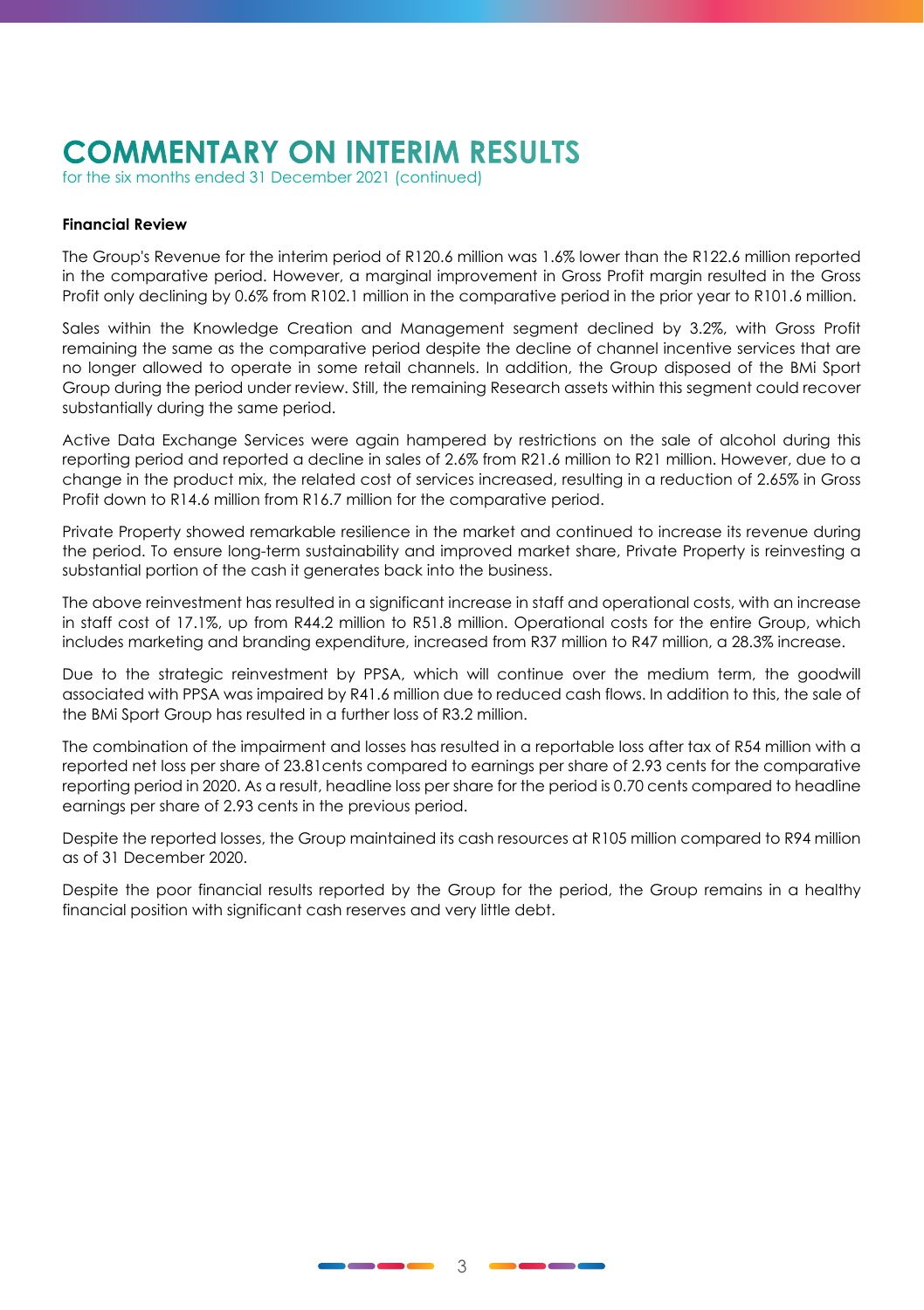# COMMENTARY ON INTERIM RESULTS

for the six months ended 31 December 2021 (continued)

**Financial Review**

The Group's Revenue for the interim period of R120.6 million was 1.6% lower than the R122.6 million reported in the comparative period. However, a marginal improvement in Gross Profit margin resulted in the Gross Profit only declining by 0.6% from R102.1 million in the comparative period in the prior year to R101.6 million.

Sales within the Knowledge Creation and Management segment declined by 3.2%, with Gross Profit remaining the same as the comparative period despite the decline of channel incentive services that are no longer allowed to operate in some retail channels. In addition, the Group disposed of the BMi Sport Group during the period under review. Still, the remaining Research assets within this segment could recover substantially during the same period.

Active Data Exchange Services were again hampered by restrictions on the sale of alcohol during this reporting period and reported a decline in sales of 2.6% from R21.6 million to R21 million. However, due to a change in the product mix, the related cost of services increased, resulting in a reduction of 2.65% in Gross Profit down to R14.6 million from R16.7 million for the comparative period.

Private Property showed remarkable resilience in the market and continued to increase its revenue during the period. To ensure long-term sustainability and improved market share, Private Property is reinvesting a substantial portion of the cash it generates back into the business.

The above reinvestment has resulted in a significant increase in staff and operational costs, with an increase in staff cost of 17.1%, up from R44.2 million to R51.8 million. Operational costs for the entire Group, which includes marketing and branding expenditure, increased from R37 million to R47 million, a 28.3% increase.

Due to the strategic reinvestment by PPSA, which will continue over the medium term, the goodwill associated with PPSA was impaired by R41.6 million due to reduced cash flows. In addition to this, the sale of the BMi Sport Group has resulted in a further loss of R3.2 million.

The combination of the impairment and losses has resulted in a reportable loss after tax of R54 million with a reported net loss per share of 23.81cents compared to earnings per share of 2.93 cents for the comparative reporting period in 2020. As a result, headline loss per share for the period is 0.70 cents compared to headline earnings per share of 2.93 cents in the previous period.

Despite the reported losses, the Group maintained its cash resources at R105 million compared to R94 million as of 31 December 2020.

Despite the poor financial results reported by the Group for the period, the Group remains in a healthy financial position with significant cash reserves and very little debt.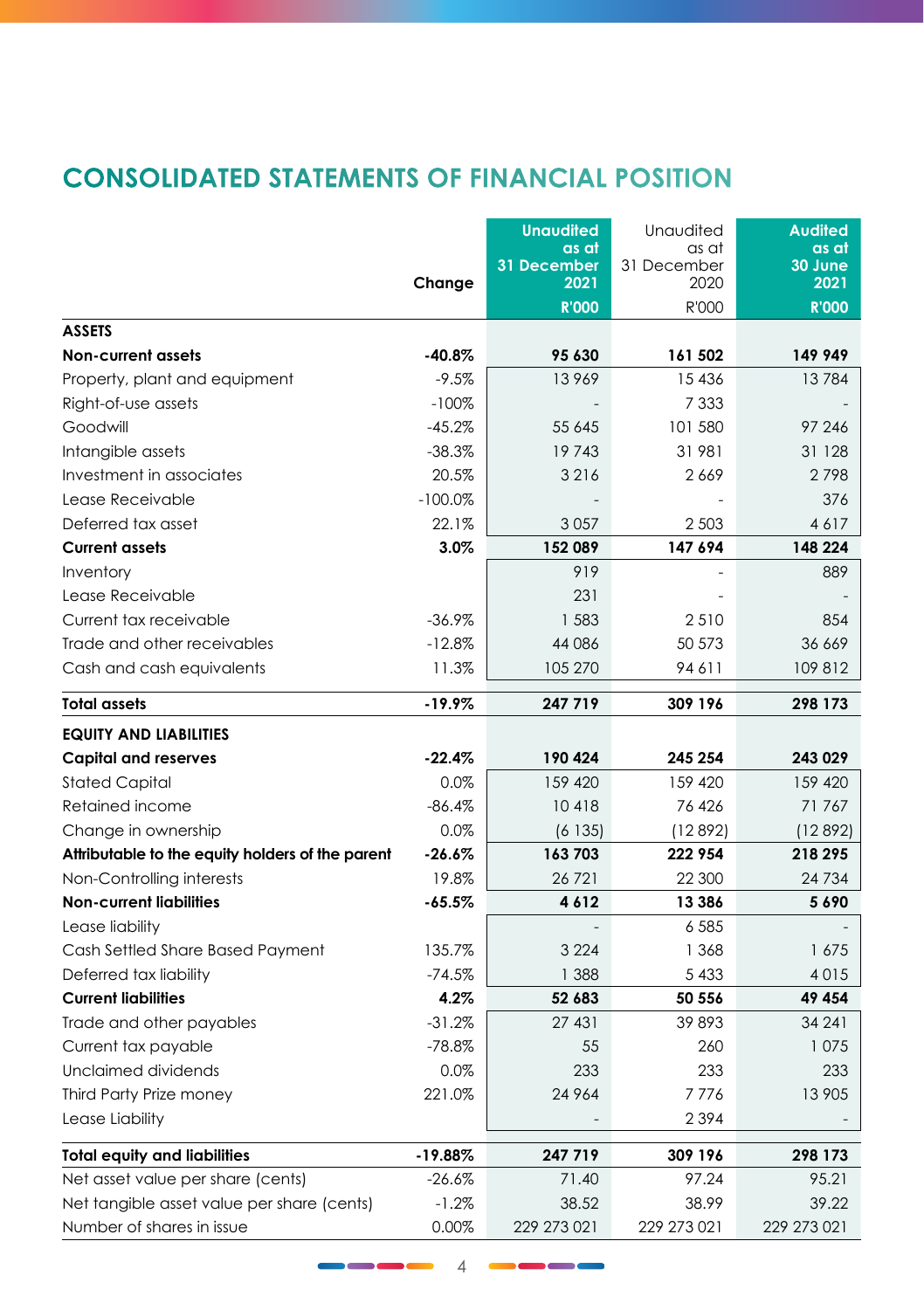# CONSOLIDATED STATEMENTS OF FINANCIAL POSITION

| | Change | Unaudited as at 31 December 2021 R'000 | Unaudited as at 31 December 2020 R'000 | Audited as at 30 June 2021 R'000 |
|---|---|---|---|---|
| **ASSETS** | | | | |
| **Non-current assets** | **-40.8%** | **95 630** | **161 502** | **149 949** |
| Property, plant and equipment | -9.5% | 13 969 | 15 436 | 13 784 |
| Right-of-use assets | -100% | - | 7 333 | - |
| Goodwill | -45.2% | 55 645 | 101 580 | 97 246 |
| Intangible assets | -38.3% | 19 743 | 31 981 | 31 128 |
| Investment in associates | 20.5% | 3 216 | 2 669 | 2 798 |
| Lease Receivable | -100.0% | - | - | 376 |
| Deferred tax asset | 22.1% | 3 057 | 2 503 | 4 617 |
| **Current assets** | **3.0%** | **152 089** | **147 694** | **148 224** |
| Inventory | | 919 | - | 889 |
| Lease Receivable | | 231 | - | - |
| Current tax receivable | -36.9% | 1 583 | 2 510 | 854 |
| Trade and other receivables | -12.8% | 44 086 | 50 573 | 36 669 |
| Cash and cash equivalents | 11.3% | 105 270 | 94 611 | 109 812 |
| **Total assets** | **-19.9%** | **247 719** | **309 196** | **298 173** |
| **EQUITY AND LIABILITIES** | | | | |
| **Capital and reserves** | **-22.4%** | **190 424** | **245 254** | **243 029** |
| Stated Capital | 0.0% | 159 420 | 159 420 | 159 420 |
| Retained income | -86.4% | 10 418 | 76 426 | 71 767 |
| Change in ownership | 0.0% | (6 135) | (12 892) | (12 892) |
| **Attributable to the equity holders of the parent** | **-26.6%** | **163 703** | **222 954** | **218 295** |
| Non-Controlling interests | 19.8% | 26 721 | 22 300 | 24 734 |
| **Non-current liabilities** | **-65.5%** | **4 612** | **13 386** | **5 690** |
| Lease liability | | - | 6 585 | - |
| Cash Settled Share Based Payment | 135.7% | 3 224 | 1 368 | 1 675 |
| Deferred tax liability | -74.5% | 1 388 | 5 433 | 4 015 |
| **Current liabilities** | **4.2%** | **52 683** | **50 556** | **49 454** |
| Trade and other payables | -31.2% | 27 431 | 39 893 | 34 241 |
| Current tax payable | -78.8% | 55 | 260 | 1 075 |
| Unclaimed dividends | 0.0% | 233 | 233 | 233 |
| Third Party Prize money | 221.0% | 24 964 | 7 776 | 13 905 |
| Lease Liability | | - | 2 394 | - |
| **Total equity and liabilities** | **-19.88%** | **247 719** | **309 196** | **298 173** |
| Net asset value per share (cents) | -26.6% | 71.40 | 97.24 | 95.21 |
| Net tangible asset value per share (cents) | -1.2% | 38.52 | 38.99 | 39.22 |
| Number of shares in issue | 0.00% | 229 273 021 | 229 273 021 | 229 273 021 |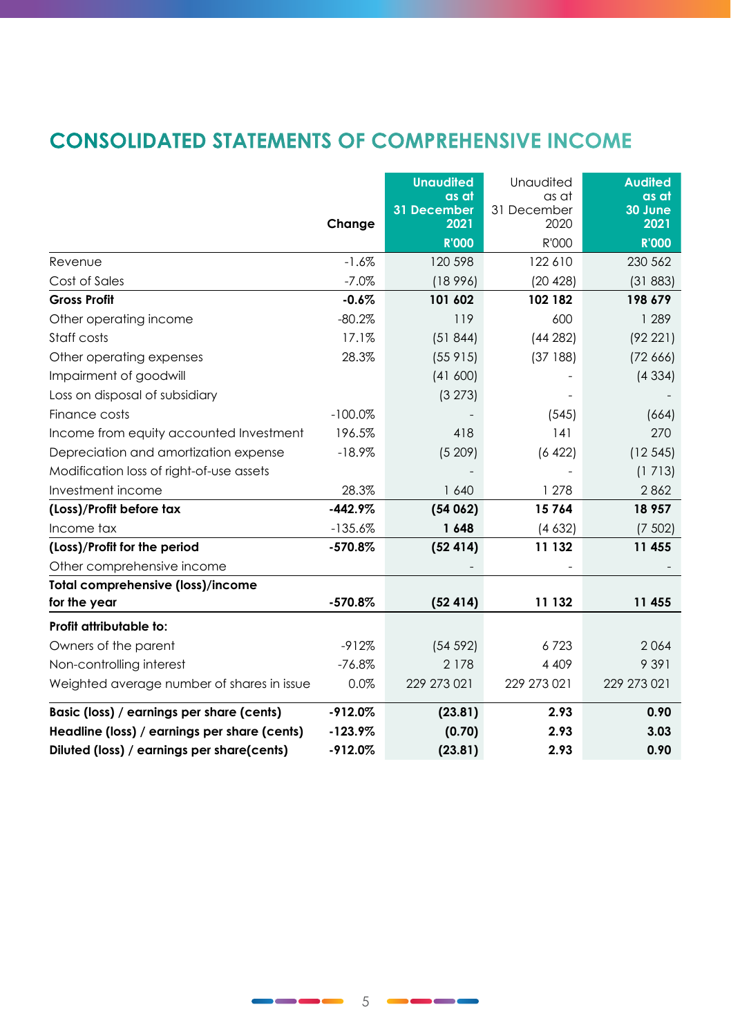# CONSOLIDATED STATEMENTS OF COMPREHENSIVE INCOME

| | Change | Unaudited as at 31 December 2021 R'000 | Unaudited as at 31 December 2020 R'000 | Audited as at 30 June 2021 R'000 |
|---|---|---|---|---|
| Revenue | -1.6% | 120 598 | 122 610 | 230 562 |
| Cost of Sales | -7.0% | (18 996) | (20 428) | (31 883) |
| **Gross Profit** | **-0.6%** | **101 602** | **102 182** | **198 679** |
| Other operating income | -80.2% | 119 | 600 | 1 289 |
| Staff costs | 17.1% | (51 844) | (44 282) | (92 221) |
| Other operating expenses | 28.3% | (55 915) | (37 188) | (72 666) |
| Impairment of goodwill | | (41 600) | - | (4 334) |
| Loss on disposal of subsidiary | | (3 273) | - | - |
| Finance costs | -100.0% | - | (545) | (664) |
| Income from equity accounted Investment | 196.5% | 418 | 141 | 270 |
| Depreciation and amortization expense | -18.9% | (5 209) | (6 422) | (12 545) |
| Modification loss of right-of-use assets | | - | - | (1 713) |
| Investment income | 28.3% | 1 640 | 1 278 | 2 862 |
| **(Loss)/Profit before tax** | **-442.9%** | **(54 062)** | **15 764** | **18 957** |
| Income tax | -135.6% | **1 648** | (4 632) | (7 502) |
| **(Loss)/Profit for the period** | **-570.8%** | **(52 414)** | **11 132** | **11 455** |
| Other comprehensive income | | - | - | - |
| **Total comprehensive (loss)/income for the year** | **-570.8%** | **(52 414)** | **11 132** | **11 455** |
| **Profit attributable to:** | | | | |
| Owners of the parent | -912% | (54 592) | 6 723 | 2 064 |
| Non-controlling interest | -76.8% | 2 178 | 4 409 | 9 391 |
| Weighted average number of shares in issue | 0.0% | 229 273 021 | 229 273 021 | 229 273 021 |
| **Basic (loss) / earnings per share (cents)** | **-912.0%** | **(23.81)** | **2.93** | **0.90** |
| **Headline (loss) / earnings per share (cents)** | **-123.9%** | **(0.70)** | **2.93** | **3.03** |
| **Diluted (loss) / earnings per share(cents)** | **-912.0%** | **(23.81)** | **2.93** | **0.90** |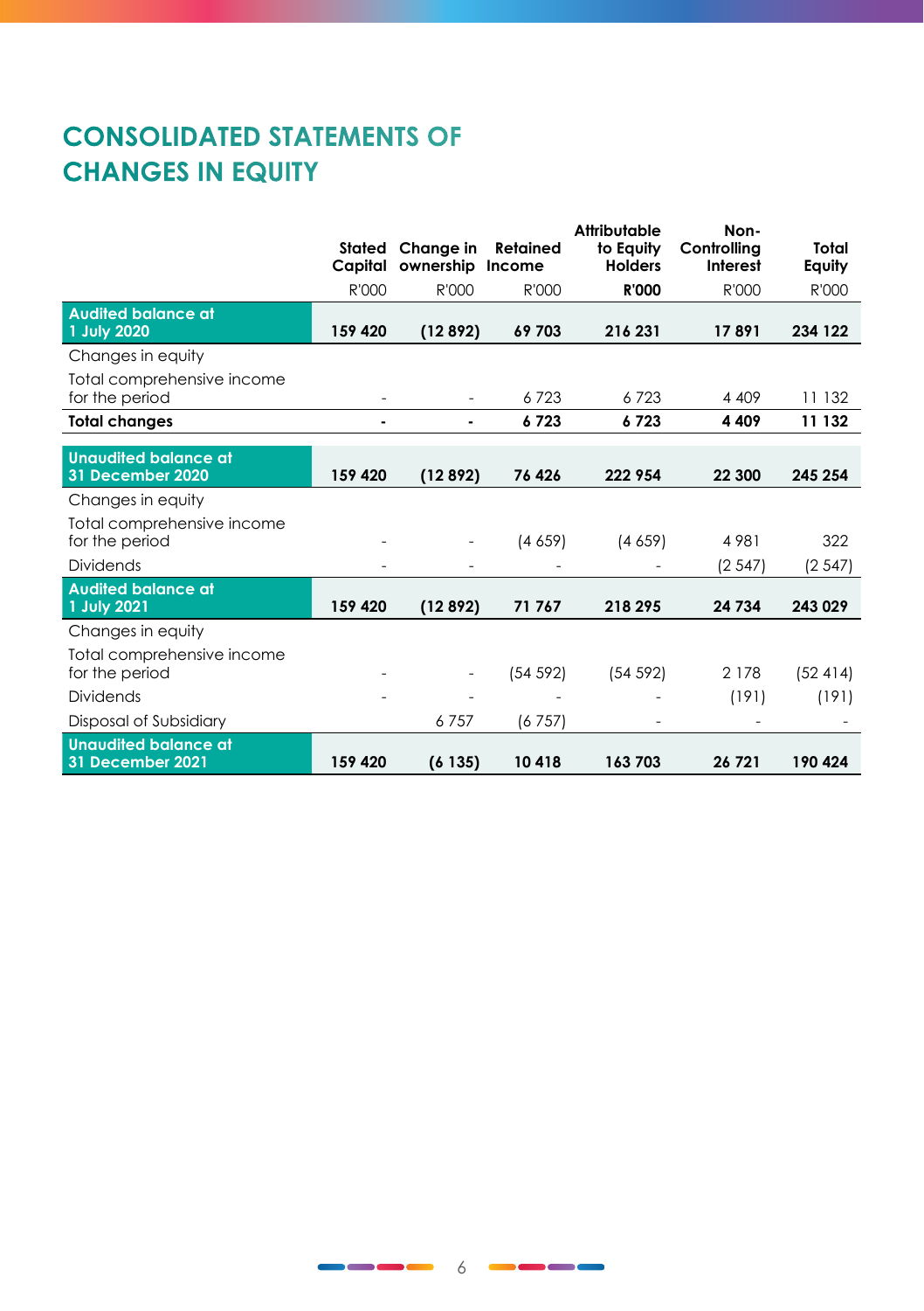# CONSOLIDATED STATEMENTS OF CHANGES IN EQUITY

| | Stated Capital | Change in ownership | Retained Income | Attributable to Equity Holders | Non-Controlling Interest | Total Equity |
|---|---|---|---|---|---|---|
| | R'000 | R'000 | R'000 | **R'000** | R'000 | R'000 |
| **Audited balance at 1 July 2020** | **159 420** | **(12 892)** | **69 703** | **216 231** | **17 891** | **234 122** |
| Changes in equity | | | | | | |
| Total comprehensive income for the period | - | - | 6 723 | 6 723 | 4 409 | 11 132 |
| **Total changes** | **-** | **-** | **6 723** | **6 723** | **4 409** | **11 132** |
| **Unaudited balance at 31 December 2020** | **159 420** | **(12 892)** | **76 426** | **222 954** | **22 300** | **245 254** |
| Changes in equity | | | | | | |
| Total comprehensive income for the period | - | - | (4 659) | (4 659) | 4 981 | 322 |
| Dividends | - | - | - | - | (2 547) | (2 547) |
| **Audited balance at 1 July 2021** | **159 420** | **(12 892)** | **71 767** | **218 295** | **24 734** | **243 029** |
| Changes in equity | | | | | | |
| Total comprehensive income for the period | - | - | (54 592) | (54 592) | 2 178 | (52 414) |
| Dividends | - | - | - | - | (191) | (191) |
| Disposal of Subsidiary | | 6 757 | (6 757) | - | - | - |
| **Unaudited balance at 31 December 2021** | **159 420** | **(6 135)** | **10 418** | **163 703** | **26 721** | **190 424** |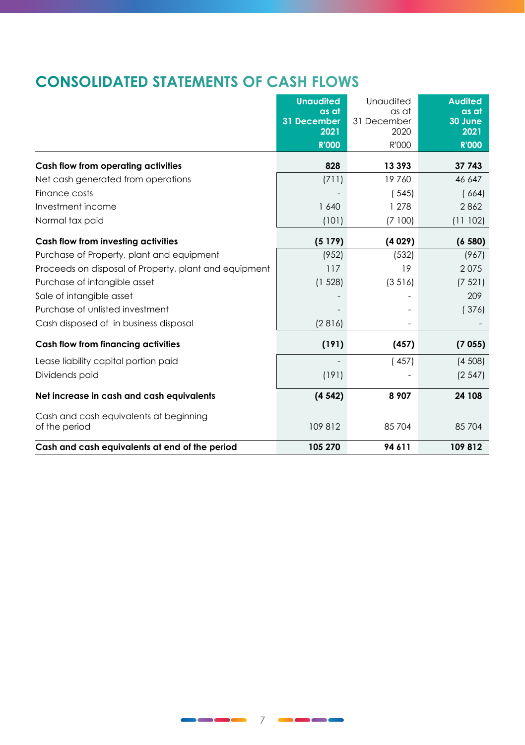## CONSOLIDATED STATEMENTS OF CASH FLOWS

| | Unaudited as at 31 December 2021 R'000 | Unaudited as at 31 December 2020 R'000 | Audited as at 30 June 2021 R'000 |
|---|---|---|---|
| **Cash flow from operating activities** | **828** | **13 393** | **37 743** |
| Net cash generated from operations | (711) | 19 760 | 46 647 |
| Finance costs | - | ( 545) | ( 664) |
| Investment income | 1 640 | 1 278 | 2 862 |
| Normal tax paid | (101) | (7 100) | (11 102) |
| **Cash flow from investing activities** | **(5 179)** | **(4 029)** | **(6 580)** |
| Purchase of Property, plant and equipment | (952) | (532) | (967) |
| Proceeds on disposal of Property, plant and equipment | 117 | 19 | 2 075 |
| Purchase of intangible asset | (1 528) | (3 516) | (7 521) |
| Sale of intangible asset | - | - | 209 |
| Purchase of unlisted investment | - | - | ( 376) |
| Cash disposed of in business disposal | (2 816) | - | - |
| **Cash flow from financing activities** | **(191)** | **(457)** | **(7 055)** |
| Lease liability capital portion paid | - | ( 457) | (4 508) |
| Dividends paid | (191) | - | (2 547) |
| **Net increase in cash and cash equivalents** | **(4 542)** | **8 907** | **24 108** |
| Cash and cash equivalents at beginning of the period | 109 812 | 85 704 | 85 704 |
| **Cash and cash equivalents at end of the period** | **105 270** | **94 611** | **109 812** |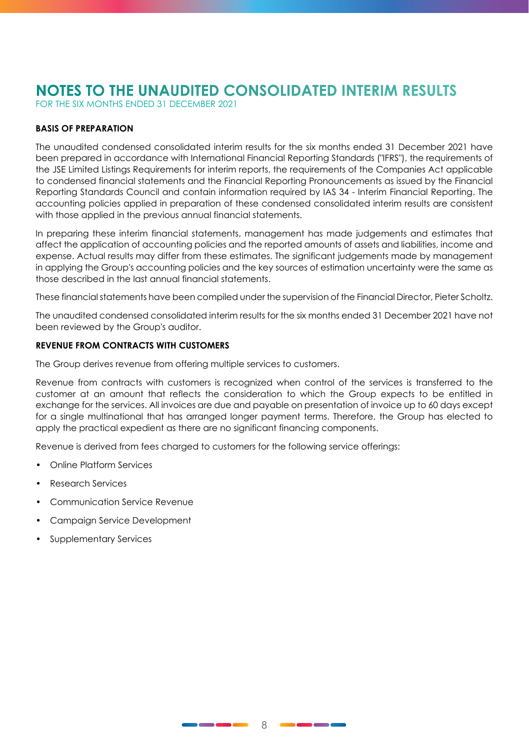# NOTES TO THE UNAUDITED CONSOLIDATED INTERIM RESULTS

FOR THE SIX MONTHS ENDED 31 DECEMBER 2021

**BASIS OF PREPARATION**

The unaudited condensed consolidated interim results for the six months ended 31 December 2021 have been prepared in accordance with International Financial Reporting Standards ("IFRS"), the requirements of the JSE Limited Listings Requirements for interim reports, the requirements of the Companies Act applicable to condensed financial statements and the Financial Reporting Pronouncements as issued by the Financial Reporting Standards Council and contain information required by IAS 34 - Interim Financial Reporting. The accounting policies applied in preparation of these condensed consolidated interim results are consistent with those applied in the previous annual financial statements.

In preparing these interim financial statements, management has made judgements and estimates that affect the application of accounting policies and the reported amounts of assets and liabilities, income and expense. Actual results may differ from these estimates. The significant judgements made by management in applying the Group's accounting policies and the key sources of estimation uncertainty were the same as those described in the last annual financial statements.

These financial statements have been compiled under the supervision of the Financial Director, Pieter Scholtz.

The unaudited condensed consolidated interim results for the six months ended 31 December 2021 have not been reviewed by the Group's auditor.

**REVENUE FROM CONTRACTS WITH CUSTOMERS**

The Group derives revenue from offering multiple services to customers.

Revenue from contracts with customers is recognized when control of the services is transferred to the customer at an amount that reflects the consideration to which the Group expects to be entitled in exchange for the services. All invoices are due and payable on presentation of invoice up to 60 days except for a single multinational that has arranged longer payment terms. Therefore, the Group has elected to apply the practical expedient as there are no significant financing components.

Revenue is derived from fees charged to customers for the following service offerings:

- Online Platform Services
- Research Services
- Communication Service Revenue
- Campaign Service Development
- Supplementary Services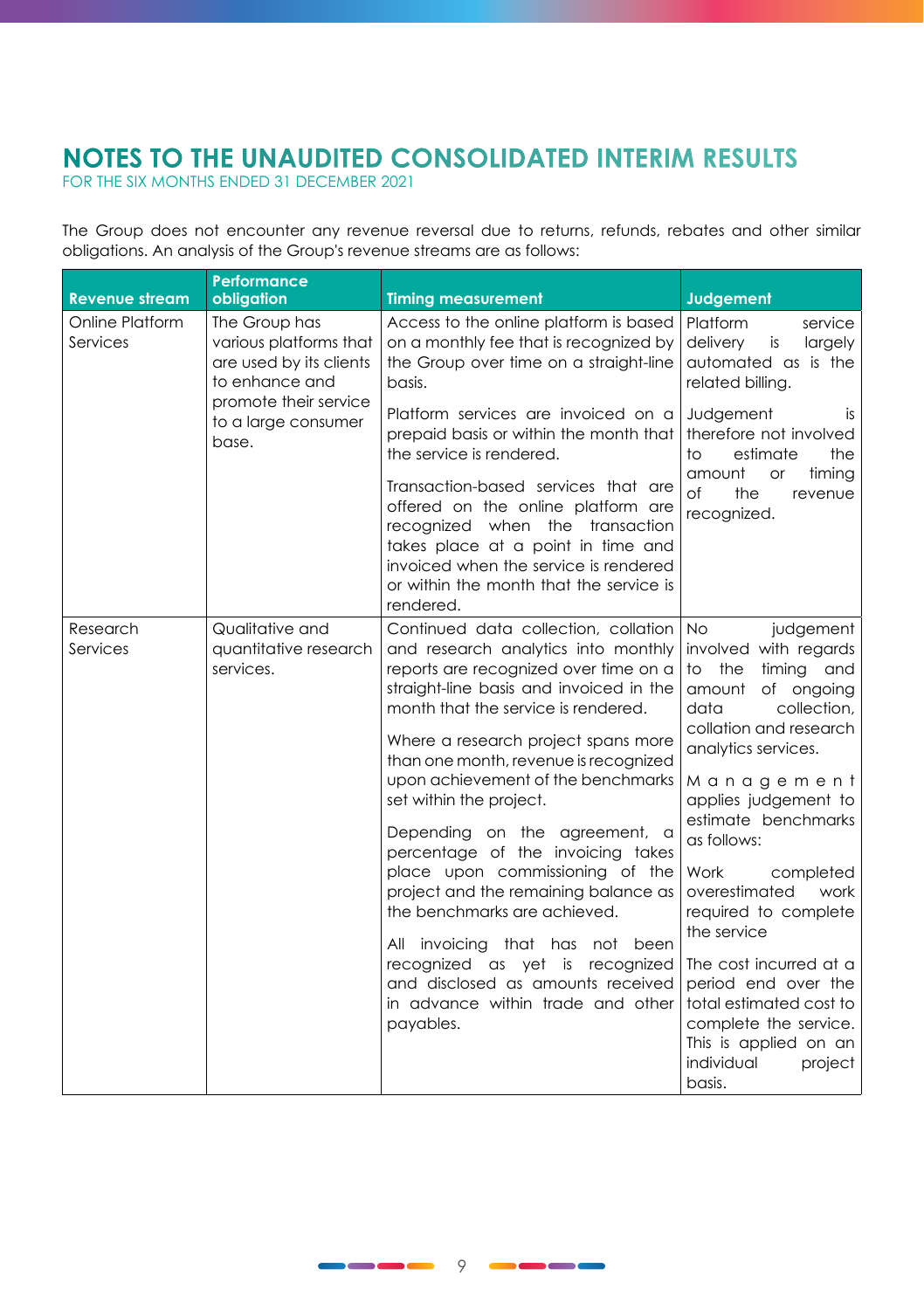# NOTES TO THE UNAUDITED CONSOLIDATED INTERIM RESULTS

FOR THE SIX MONTHS ENDED 31 DECEMBER 2021

The Group does not encounter any revenue reversal due to returns, refunds, rebates and other similar obligations. An analysis of the Group's revenue streams are as follows:

| Revenue stream | Performance obligation | Timing measurement | Judgement |
|---|---|---|---|
| Online Platform Services | The Group has various platforms that are used by its clients to enhance and promote their service to a large consumer base. | Access to the online platform is based on a monthly fee that is recognized by the Group over time on a straight-line basis.<br><br>Platform services are invoiced on a prepaid basis or within the month that the service is rendered.<br><br>Transaction-based services that are offered on the online platform are recognized when the transaction takes place at a point in time and invoiced when the service is rendered or within the month that the service is rendered. | Platform service delivery is largely automated as is the related billing.<br><br>Judgement is therefore not involved to estimate the amount or timing of the revenue recognized. |
| Research Services | Qualitative and quantitative research services. | Continued data collection, collation and research analytics into monthly reports are recognized over time on a straight-line basis and invoiced in the month that the service is rendered.<br><br>Where a research project spans more than one month, revenue is recognized upon achievement of the benchmarks set within the project.<br><br>Depending on the agreement, a percentage of the invoicing takes place upon commissioning of the project and the remaining balance as the benchmarks are achieved.<br><br>All invoicing that has not been recognized as yet is recognized and disclosed as amounts received in advance within trade and other payables. | No judgement involved with regards to the timing and amount of ongoing data collection, collation and research analytics services.<br><br>Management applies judgement to estimate benchmarks as follows:<br><br>Work completed overestimated work required to complete the service<br><br>The cost incurred at a period end over the total estimated cost to complete the service. This is applied on an individual project basis. |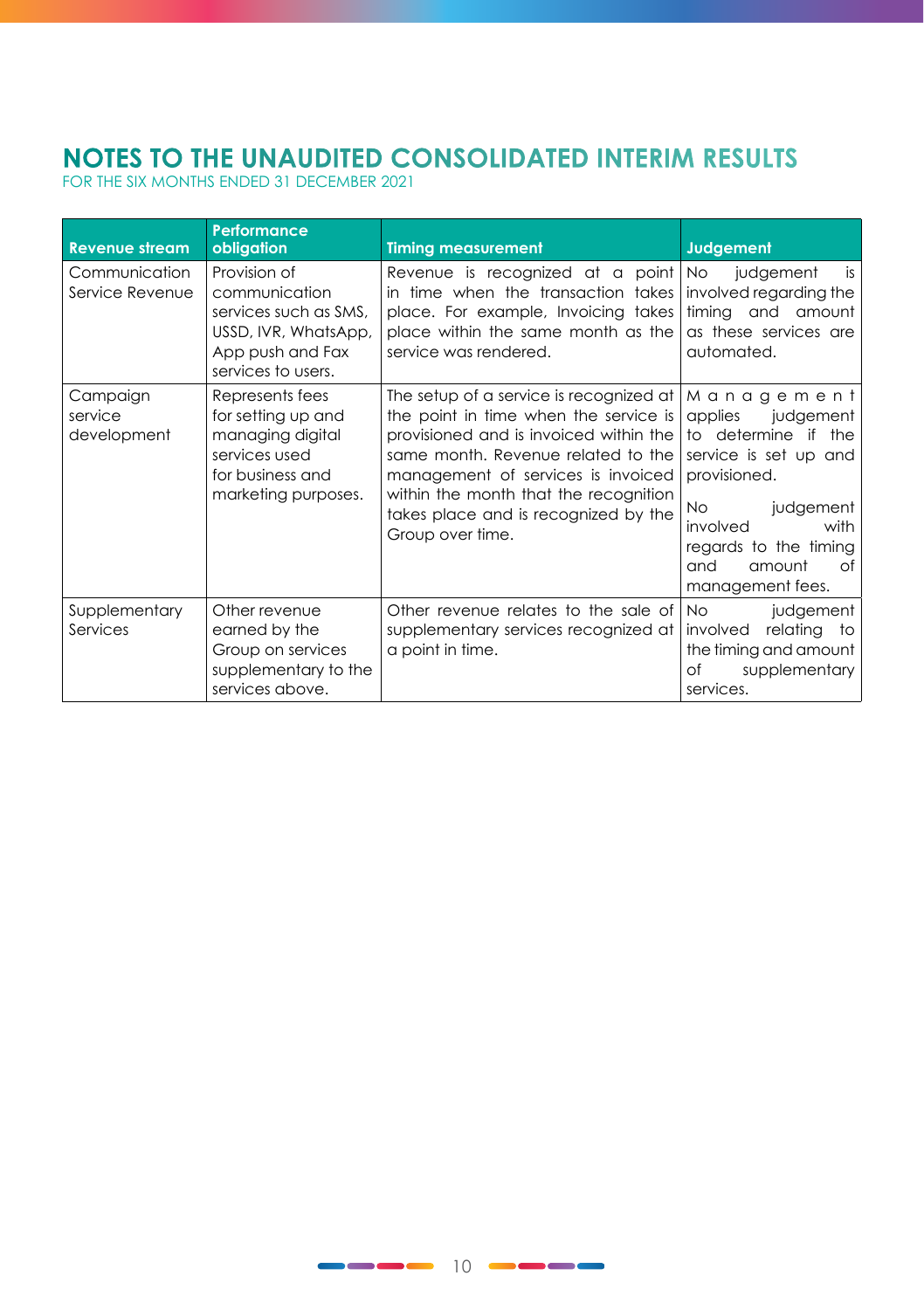## NOTES TO THE UNAUDITED CONSOLIDATED INTERIM RESULTS

FOR THE SIX MONTHS ENDED 31 DECEMBER 2021

| Revenue stream | Performance obligation | Timing measurement | Judgement |
|---|---|---|---|
| Communication Service Revenue | Provision of communication services such as SMS, USSD, IVR, WhatsApp, App push and Fax services to users. | Revenue is recognized at a point in time when the transaction takes place. For example, Invoicing takes place within the same month as the service was rendered. | No judgement is involved regarding the timing and amount as these services are automated. |
| Campaign service development | Represents fees for setting up and managing digital services used for business and marketing purposes. | The setup of a service is recognized at the point in time when the service is provisioned and is invoiced within the same month. Revenue related to the management of services is invoiced within the month that the recognition takes place and is recognized by the Group over time. | Management applies judgement to determine if the service is set up and provisioned.<br><br>No judgement involved with regards to the timing and amount of management fees. |
| Supplementary Services | Other revenue earned by the Group on services supplementary to the services above. | Other revenue relates to the sale of supplementary services recognized at a point in time. | No judgement involved relating to the timing and amount of supplementary services. |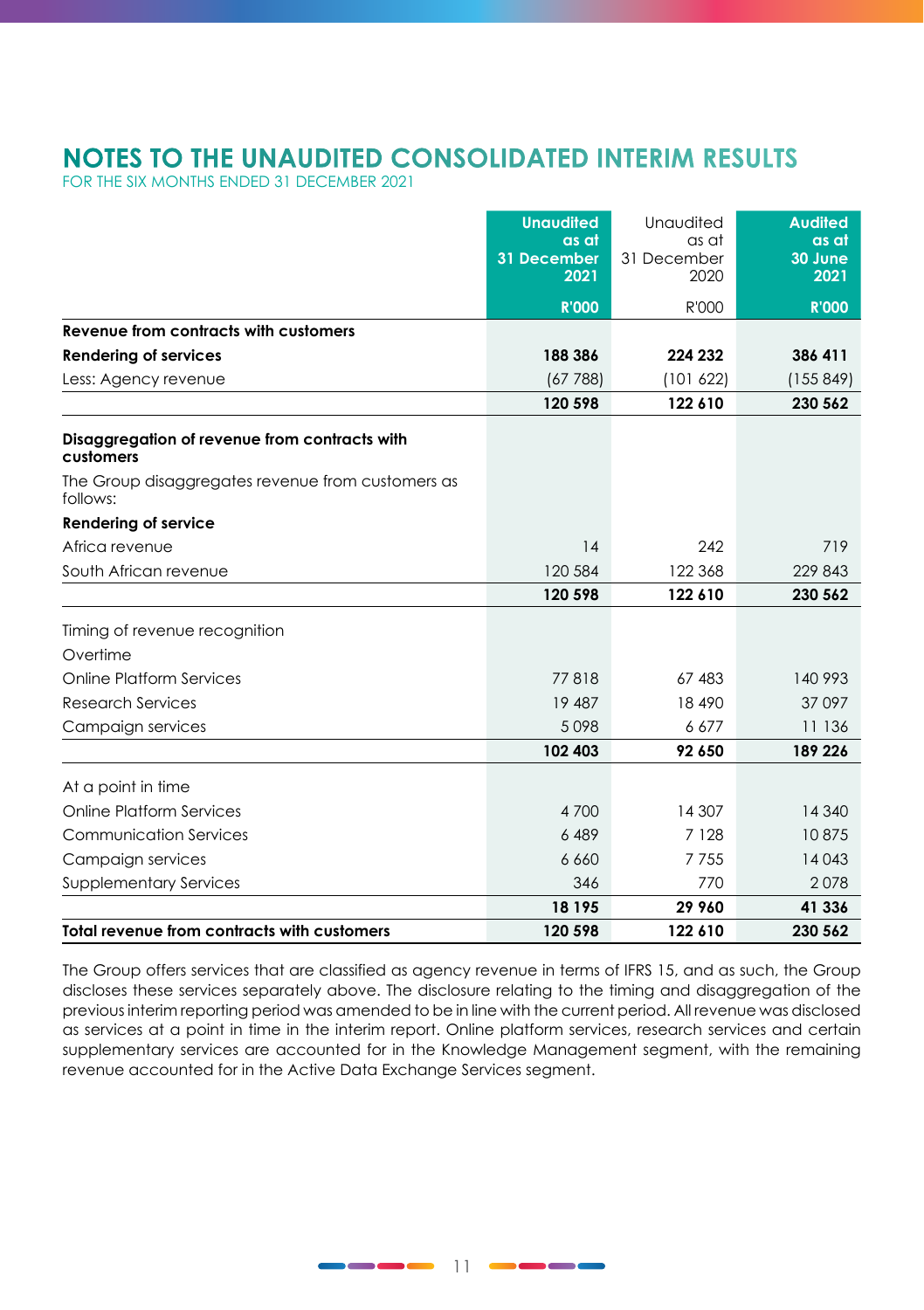# NOTES TO THE UNAUDITED CONSOLIDATED INTERIM RESULTS

FOR THE SIX MONTHS ENDED 31 DECEMBER 2021

| | Unaudited as at 31 December 2021 R'000 | Unaudited as at 31 December 2020 R'000 | Audited as at 30 June 2021 R'000 |
|---|---|---|---|
| **Revenue from contracts with customers** | | | |
| **Rendering of services** | **188 386** | **224 232** | **386 411** |
| Less: Agency revenue | (67 788) | (101 622) | (155 849) |
| | **120 598** | **122 610** | **230 562** |
| **Disaggregation of revenue from contracts with customers** | | | |
| The Group disaggregates revenue from customers as follows: | | | |
| **Rendering of service** | | | |
| Africa revenue | 14 | 242 | 719 |
| South African revenue | 120 584 | 122 368 | 229 843 |
| | **120 598** | **122 610** | **230 562** |
| Timing of revenue recognition | | | |
| Overtime | | | |
| Online Platform Services | 77 818 | 67 483 | 140 993 |
| Research Services | 19 487 | 18 490 | 37 097 |
| Campaign services | 5 098 | 6 677 | 11 136 |
| | **102 403** | **92 650** | **189 226** |
| At a point in time | | | |
| Online Platform Services | 4 700 | 14 307 | 14 340 |
| Communication Services | 6 489 | 7 128 | 10 875 |
| Campaign services | 6 660 | 7 755 | 14 043 |
| Supplementary Services | 346 | 770 | 2 078 |
| | **18 195** | **29 960** | **41 336** |
| **Total revenue from contracts with customers** | **120 598** | **122 610** | **230 562** |

The Group offers services that are classified as agency revenue in terms of IFRS 15, and as such, the Group discloses these services separately above. The disclosure relating to the timing and disaggregation of the previous interim reporting period was amended to be in line with the current period. All revenue was disclosed as services at a point in time in the interim report. Online platform services, research services and certain supplementary services are accounted for in the Knowledge Management segment, with the remaining revenue accounted for in the Active Data Exchange Services segment.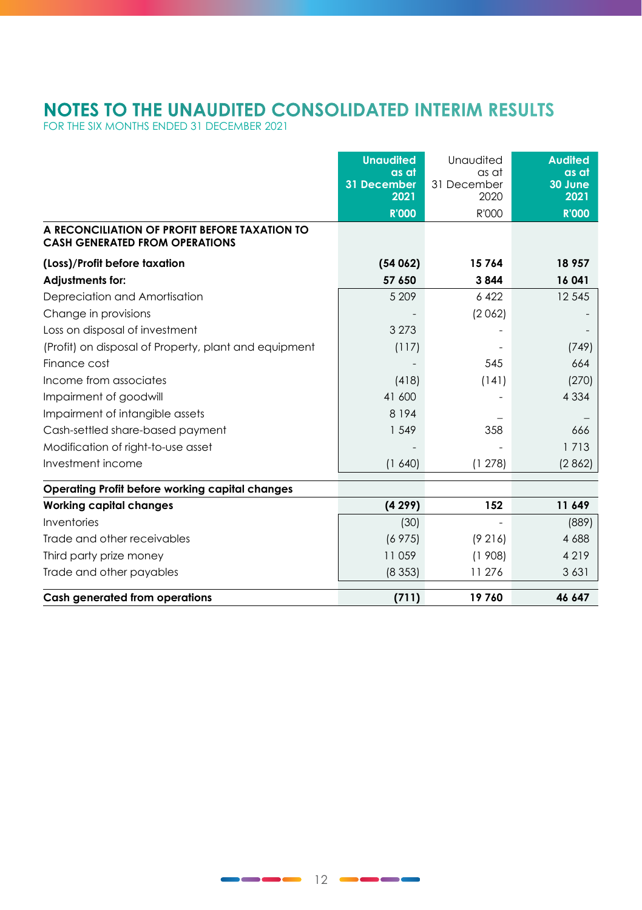# NOTES TO THE UNAUDITED CONSOLIDATED INTERIM RESULTS

FOR THE SIX MONTHS ENDED 31 DECEMBER 2021

| | Unaudited as at 31 December 2021 R'000 | Unaudited as at 31 December 2020 R'000 | Audited as at 30 June 2021 R'000 |
|---|---|---|---|
| **A RECONCILIATION OF PROFIT BEFORE TAXATION TO CASH GENERATED FROM OPERATIONS** | | | |
| **(Loss)/Profit before taxation** | **(54 062)** | **15 764** | **18 957** |
| **Adjustments for:** | **57 650** | **3 844** | **16 041** |
| Depreciation and Amortisation | 5 209 | 6 422 | 12 545 |
| Change in provisions | - | (2 062) | - |
| Loss on disposal of investment | 3 273 | - | - |
| (Profit) on disposal of Property, plant and equipment | (117) | - | (749) |
| Finance cost | - | 545 | 664 |
| Income from associates | (418) | (141) | (270) |
| Impairment of goodwill | 41 600 | - | 4 334 |
| Impairment of intangible assets | 8 194 | – | – |
| Cash-settled share-based payment | 1 549 | 358 | 666 |
| Modification of right-to-use asset | - | - | 1 713 |
| Investment income | (1 640) | (1 278) | (2 862) |
| **Operating Profit before working capital changes** | | | |
| **Working capital changes** | **(4 299)** | **152** | **11 649** |
| Inventories | (30) | - | (889) |
| Trade and other receivables | (6 975) | (9 216) | 4 688 |
| Third party prize money | 11 059 | (1 908) | 4 219 |
| Trade and other payables | (8 353) | 11 276 | 3 631 |
| **Cash generated from operations** | **(711)** | **19 760** | **46 647** |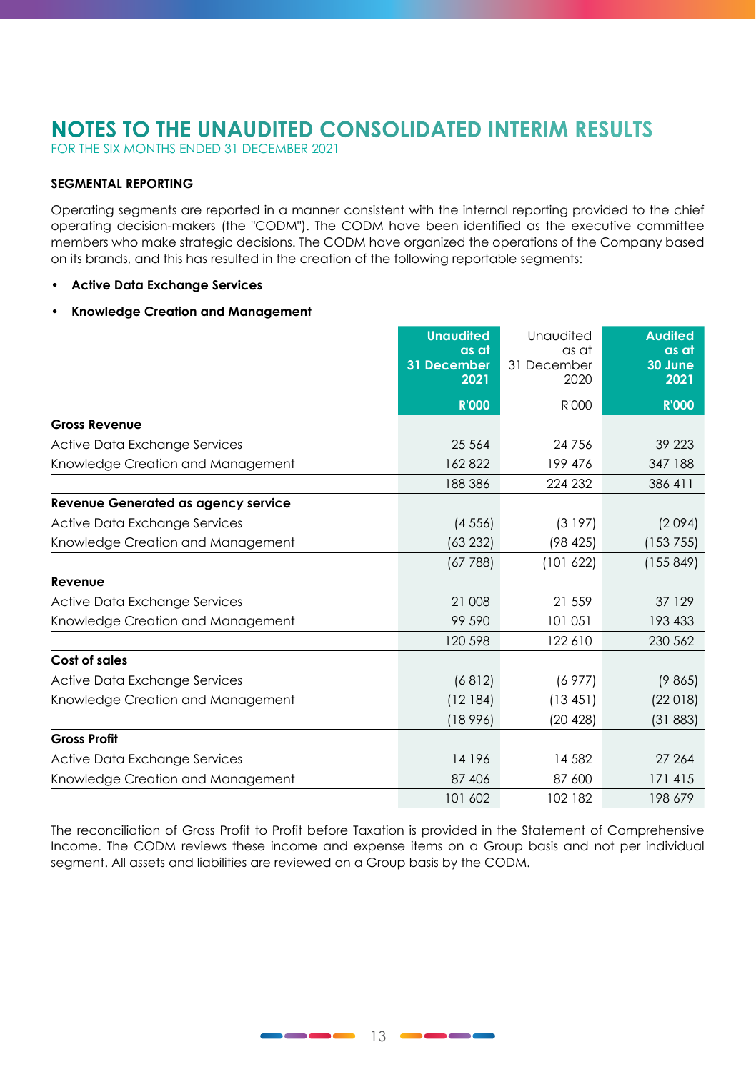# NOTES TO THE UNAUDITED CONSOLIDATED INTERIM RESULTS

FOR THE SIX MONTHS ENDED 31 DECEMBER 2021

**SEGMENTAL REPORTING**

Operating segments are reported in a manner consistent with the internal reporting provided to the chief operating decision-makers (the "CODM"). The CODM have been identified as the executive committee members who make strategic decisions. The CODM have organized the operations of the Company based on its brands, and this has resulted in the creation of the following reportable segments:

- **Active Data Exchange Services**
- **Knowledge Creation and Management**

| | Unaudited as at 31 December 2021 | Unaudited as at 31 December 2020 | Audited as at 30 June 2021 |
|---|---|---|---|
| | R'000 | R'000 | R'000 |
| **Gross Revenue** | | | |
| Active Data Exchange Services | 25 564 | 24 756 | 39 223 |
| Knowledge Creation and Management | 162 822 | 199 476 | 347 188 |
| | 188 386 | 224 232 | 386 411 |
| **Revenue Generated as agency service** | | | |
| Active Data Exchange Services | (4 556) | (3 197) | (2 094) |
| Knowledge Creation and Management | (63 232) | (98 425) | (153 755) |
| | (67 788) | (101 622) | (155 849) |
| **Revenue** | | | |
| Active Data Exchange Services | 21 008 | 21 559 | 37 129 |
| Knowledge Creation and Management | 99 590 | 101 051 | 193 433 |
| | 120 598 | 122 610 | 230 562 |
| **Cost of sales** | | | |
| Active Data Exchange Services | (6 812) | (6 977) | (9 865) |
| Knowledge Creation and Management | (12 184) | (13 451) | (22 018) |
| | (18 996) | (20 428) | (31 883) |
| **Gross Profit** | | | |
| Active Data Exchange Services | 14 196 | 14 582 | 27 264 |
| Knowledge Creation and Management | 87 406 | 87 600 | 171 415 |
| | 101 602 | 102 182 | 198 679 |

The reconciliation of Gross Profit to Profit before Taxation is provided in the Statement of Comprehensive Income. The CODM reviews these income and expense items on a Group basis and not per individual segment. All assets and liabilities are reviewed on a Group basis by the CODM.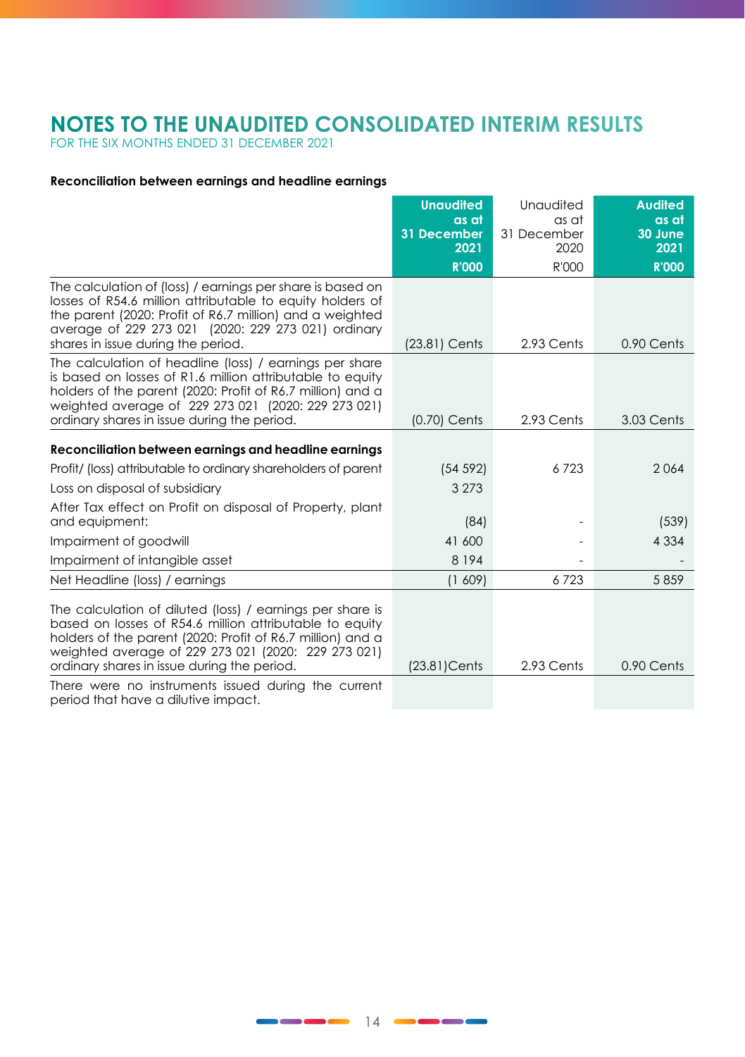# NOTES TO THE UNAUDITED CONSOLIDATED INTERIM RESULTS

FOR THE SIX MONTHS ENDED 31 DECEMBER 2021

**Reconciliation between earnings and headline earnings**

| | **Unaudited as at 31 December 2021 R'000** | Unaudited as at 31 December 2020 R'000 | **Audited as at 30 June 2021 R'000** |
|---|---|---|---|
| The calculation of (loss) / earnings per share is based on losses of R54.6 million attributable to equity holders of the parent (2020: Profit of R6.7 million) and a weighted average of 229 273 021 (2020: 229 273 021) ordinary shares in issue during the period. | (23.81) Cents | 2.93 Cents | 0.90 Cents |
| The calculation of headline (loss) / earnings per share is based on losses of R1.6 million attributable to equity holders of the parent (2020: Profit of R6.7 million) and a weighted average of 229 273 021 (2020: 229 273 021) ordinary shares in issue during the period. | (0.70) Cents | 2.93 Cents | 3.03 Cents |
| **Reconciliation between earnings and headline earnings** | | | |
| Profit/ (loss) attributable to ordinary shareholders of parent | (54 592) | 6 723 | 2 064 |
| Loss on disposal of subsidiary | 3 273 | | |
| After Tax effect on Profit on disposal of Property, plant and equipment: | (84) | - | (539) |
| Impairment of goodwill | 41 600 | - | 4 334 |
| Impairment of intangible asset | 8 194 | - | - |
| Net Headline (loss) / earnings | (1 609) | 6 723 | 5 859 |
| The calculation of diluted (loss) / earnings per share is based on losses of R54.6 million attributable to equity holders of the parent (2020: Profit of R6.7 million) and a weighted average of 229 273 021 (2020: 229 273 021) ordinary shares in issue during the period. | (23.81)Cents | 2.93 Cents | 0.90 Cents |
| There were no instruments issued during the current period that have a dilutive impact. | | | |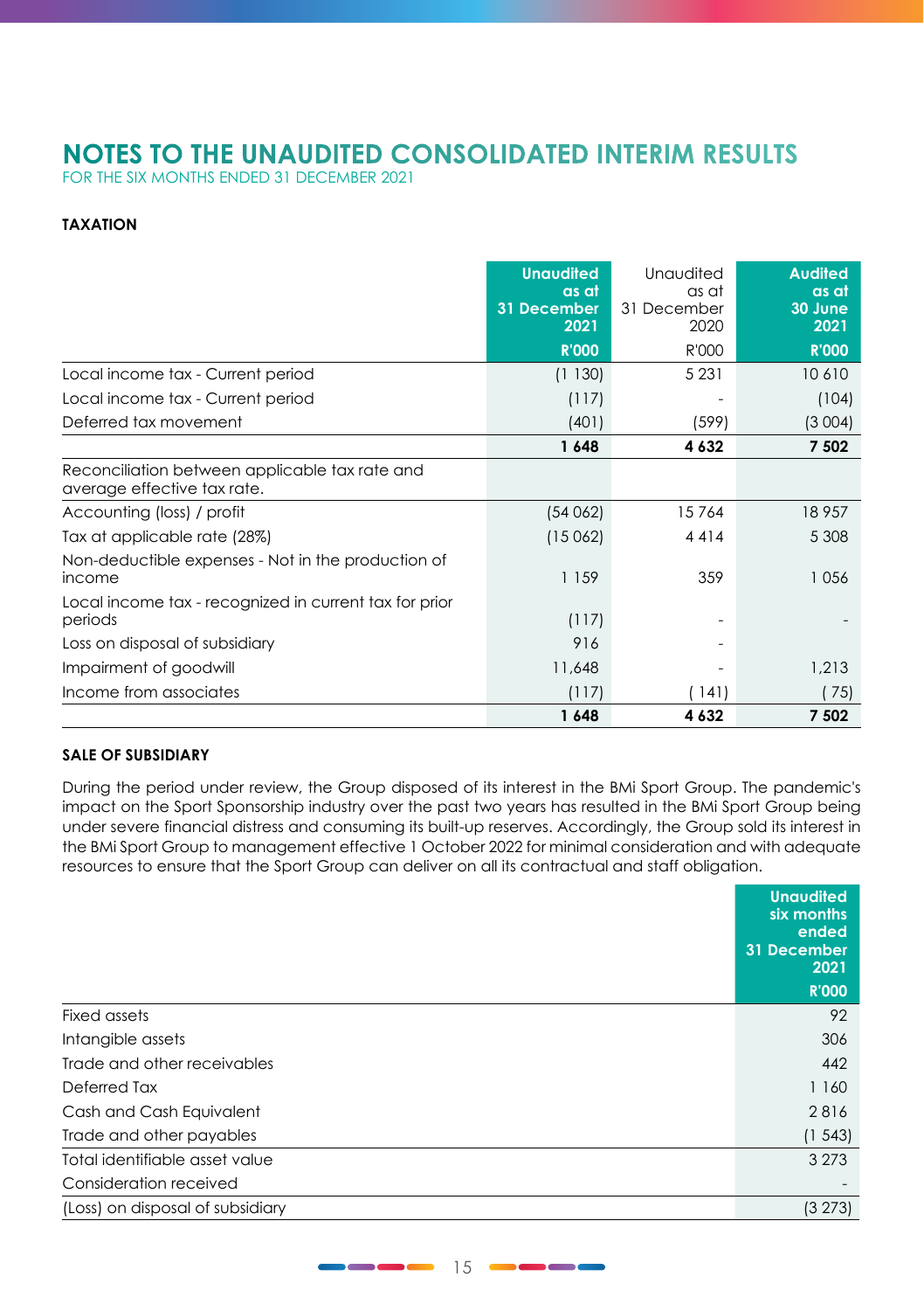# NOTES TO THE UNAUDITED CONSOLIDATED INTERIM RESULTS

FOR THE SIX MONTHS ENDED 31 DECEMBER 2021

**TAXATION**

| | Unaudited as at 31 December 2021 | Unaudited as at 31 December 2020 | Audited as at 30 June 2021 |
|---|---|---|---|
| | R'000 | R'000 | R'000 |
| Local income tax - Current period | (1 130) | 5 231 | 10 610 |
| Local income tax - Current period | (117) | - | (104) |
| Deferred tax movement | (401) | (599) | (3 004) |
| | **1 648** | **4 632** | **7 502** |
| Reconciliation between applicable tax rate and average effective tax rate. | | | |
| Accounting (loss) / profit | (54 062) | 15 764 | 18 957 |
| Tax at applicable rate (28%) | (15 062) | 4 414 | 5 308 |
| Non-deductible expenses - Not in the production of income | 1 159 | 359 | 1 056 |
| Local income tax - recognized in current tax for prior periods | (117) | - | - |
| Loss on disposal of subsidiary | 916 | - | |
| Impairment of goodwill | 11,648 | - | 1,213 |
| Income from associates | (117) | ( 141) | ( 75) |
| | **1 648** | **4 632** | **7 502** |

**SALE OF SUBSIDIARY**

During the period under review, the Group disposed of its interest in the BMi Sport Group. The pandemic's impact on the Sport Sponsorship industry over the past two years has resulted in the BMi Sport Group being under severe financial distress and consuming its built-up reserves. Accordingly, the Group sold its interest in the BMi Sport Group to management effective 1 October 2022 for minimal consideration and with adequate resources to ensure that the Sport Group can deliver on all its contractual and staff obligation.

| | Unaudited six months ended 31 December 2021 |
|---|---|
| | R'000 |
| Fixed assets | 92 |
| Intangible assets | 306 |
| Trade and other receivables | 442 |
| Deferred Tax | 1 160 |
| Cash and Cash Equivalent | 2 816 |
| Trade and other payables | (1 543) |
| Total identifiable asset value | 3 273 |
| Consideration received | - |
| (Loss) on disposal of subsidiary | (3 273) |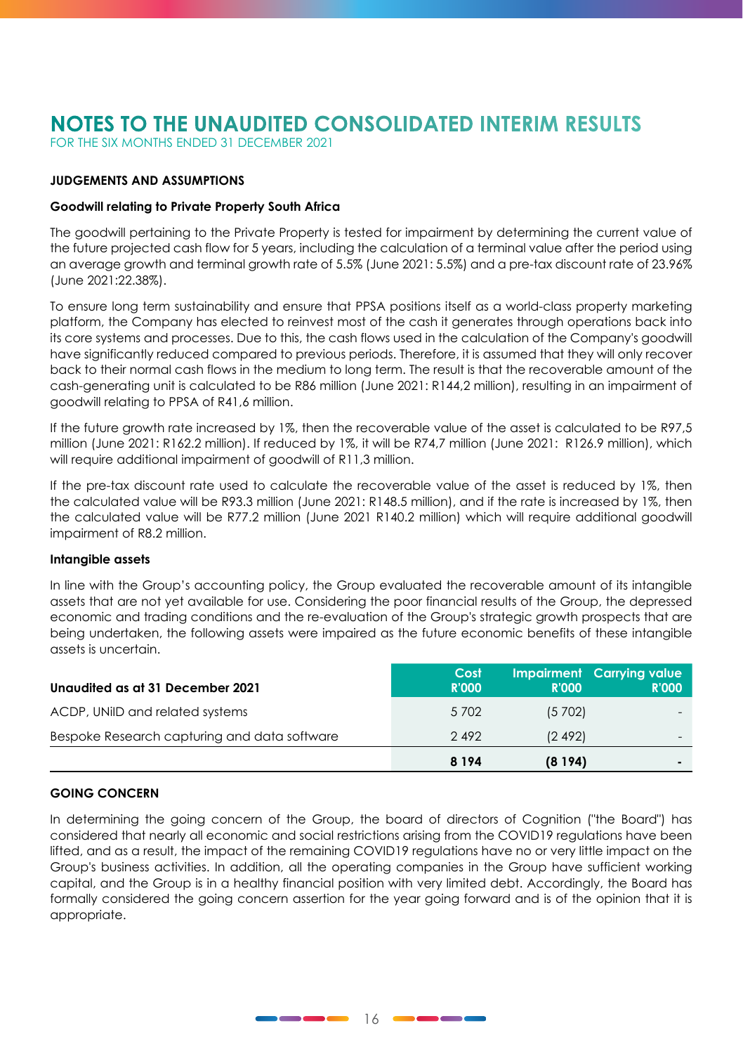# NOTES TO THE UNAUDITED CONSOLIDATED INTERIM RESULTS

FOR THE SIX MONTHS ENDED 31 DECEMBER 2021

### JUDGEMENTS AND ASSUMPTIONS

**Goodwill relating to Private Property South Africa**

The goodwill pertaining to the Private Property is tested for impairment by determining the current value of the future projected cash flow for 5 years, including the calculation of a terminal value after the period using an average growth and terminal growth rate of 5.5% (June 2021: 5.5%) and a pre-tax discount rate of 23.96% (June 2021:22.38%).

To ensure long term sustainability and ensure that PPSA positions itself as a world-class property marketing platform, the Company has elected to reinvest most of the cash it generates through operations back into its core systems and processes. Due to this, the cash flows used in the calculation of the Company's goodwill have significantly reduced compared to previous periods. Therefore, it is assumed that they will only recover back to their normal cash flows in the medium to long term. The result is that the recoverable amount of the cash-generating unit is calculated to be R86 million (June 2021: R144,2 million), resulting in an impairment of goodwill relating to PPSA of R41,6 million.

If the future growth rate increased by 1%, then the recoverable value of the asset is calculated to be R97,5 million (June 2021: R162.2 million). If reduced by 1%, it will be R74,7 million (June 2021: R126.9 million), which will require additional impairment of goodwill of R11,3 million.

If the pre-tax discount rate used to calculate the recoverable value of the asset is reduced by 1%, then the calculated value will be R93.3 million (June 2021: R148.5 million), and if the rate is increased by 1%, then the calculated value will be R77.2 million (June 2021 R140.2 million) which will require additional goodwill impairment of R8.2 million.

**Intangible assets**

In line with the Group's accounting policy, the Group evaluated the recoverable amount of its intangible assets that are not yet available for use. Considering the poor financial results of the Group, the depressed economic and trading conditions and the re-evaluation of the Group's strategic growth prospects that are being undertaken, the following assets were impaired as the future economic benefits of these intangible assets is uncertain.

| Unaudited as at 31 December 2021 | Cost R'000 | Impairment R'000 | Carrying value R'000 |
|---|---|---|---|
| ACDP, UNiID and related systems | 5 702 | (5 702) | - |
| Bespoke Research capturing and data software | 2 492 | (2 492) | - |
| | **8 194** | **(8 194)** | **-** |

### GOING CONCERN

In determining the going concern of the Group, the board of directors of Cognition ("the Board") has considered that nearly all economic and social restrictions arising from the COVID19 regulations have been lifted, and as a result, the impact of the remaining COVID19 regulations have no or very little impact on the Group's business activities. In addition, all the operating companies in the Group have sufficient working capital, and the Group is in a healthy financial position with very limited debt. Accordingly, the Board has formally considered the going concern assertion for the year going forward and is of the opinion that it is appropriate.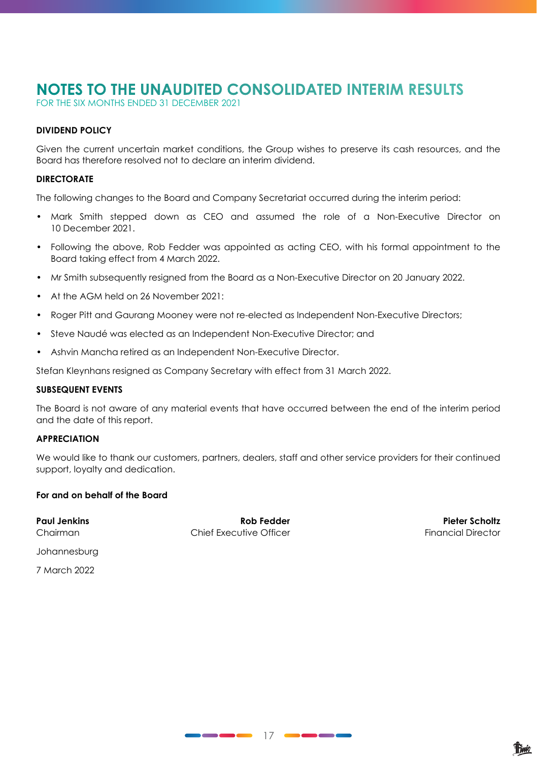# NOTES TO THE UNAUDITED CONSOLIDATED INTERIM RESULTS

FOR THE SIX MONTHS ENDED 31 DECEMBER 2021

**DIVIDEND POLICY**

Given the current uncertain market conditions, the Group wishes to preserve its cash resources, and the Board has therefore resolved not to declare an interim dividend.

**DIRECTORATE**

The following changes to the Board and Company Secretariat occurred during the interim period:

- Mark Smith stepped down as CEO and assumed the role of a Non-Executive Director on 10 December 2021.
- Following the above, Rob Fedder was appointed as acting CEO, with his formal appointment to the Board taking effect from 4 March 2022.
- Mr Smith subsequently resigned from the Board as a Non-Executive Director on 20 January 2022.
- At the AGM held on 26 November 2021:
- Roger Pitt and Gaurang Mooney were not re-elected as Independent Non-Executive Directors;
- Steve Naudé was elected as an Independent Non-Executive Director; and
- Ashvin Mancha retired as an Independent Non-Executive Director.

Stefan Kleynhans resigned as Company Secretary with effect from 31 March 2022.

**SUBSEQUENT EVENTS**

The Board is not aware of any material events that have occurred between the end of the interim period and the date of this report.

**APPRECIATION**

We would like to thank our customers, partners, dealers, staff and other service providers for their continued support, loyalty and dedication.

**For and on behalf of the Board**

**Paul Jenkins**
Chairman

**Rob Fedder**
Chief Executive Officer

**Pieter Scholtz**
Financial Director

Johannesburg

7 March 2022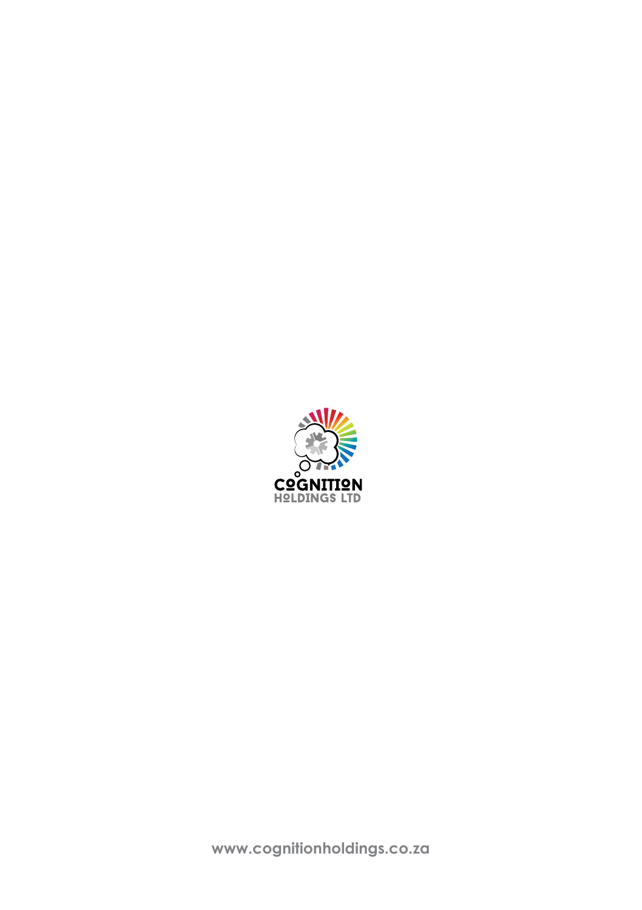COGNITION
HOLDINGS LTD

www.cognitionholdings.co.za